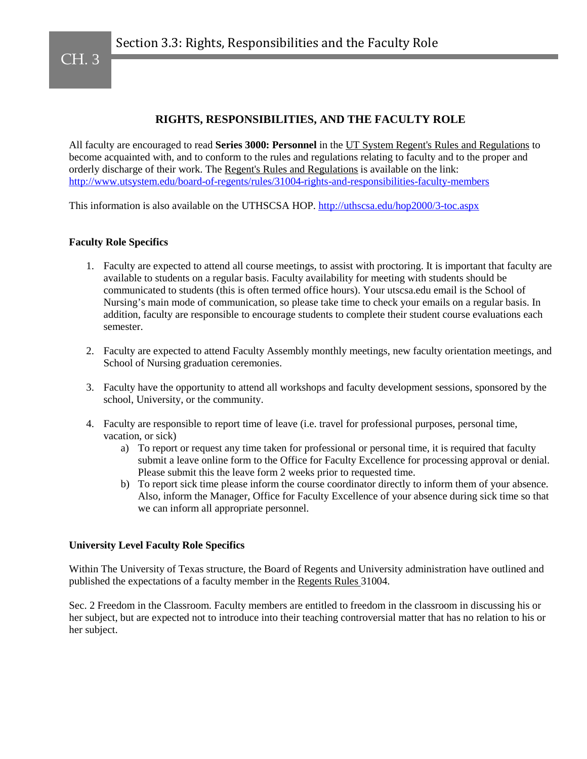# RIGHTS, RESPONSIBILITIES, AND THE FACULTY ROLE

All faculty are encouraged to read **Series 3000: Personnel** in the UT System Regent's Rules and Regulations to become acquainted with, and to conform to the rules and regulations relating to faculty and to the proper and orderly discharge of their work. The Regent's Rules and Regulations is available on the link: http://www.utsystem.edu/board-of-regents/rules/31004-rights-and-responsibilities-faculty-members

This information is also available on the UTHSCSA HOP. http://uthscsa.edu/hop2000/3-toc.aspx

## Faculty Role Specifics

1. Faculty are expected to attend all course meetings, to assist with proctoring. It is important that faculty are available to students on a regular basis. Faculty availability for meeting with students should be communicated to students (this is often termed office hours). Your utscsa.edu email is the School of Nursing's main mode of communication, so please take time to check your emails on a regular basis. In addition, faculty are responsible to encourage students to complete their student course evaluations each semester.

2. Faculty are expected to attend Faculty Assembly monthly meetings, new faculty orientation meetings, and School of Nursing graduation ceremonies.

3. Faculty have the opportunity to attend all workshops and faculty development sessions, sponsored by the school, University, or the community.

4. Faculty are responsible to report time of leave (i.e. travel for professional purposes, personal time, vacation, or sick)
   a) To report or request any time taken for professional or personal time, it is required that faculty submit a leave online form to the Office for Faculty Excellence for processing approval or denial. Please submit this the leave form 2 weeks prior to requested time.
   b) To report sick time please inform the course coordinator directly to inform them of your absence. Also, inform the Manager, Office for Faculty Excellence of your absence during sick time so that we can inform all appropriate personnel.

## University Level Faculty Role Specifics

Within The University of Texas structure, the Board of Regents and University administration have outlined and published the expectations of a faculty member in the Regents Rules 31004.

Sec. 2 Freedom in the Classroom. Faculty members are entitled to freedom in the classroom in discussing his or her subject, but are expected not to introduce into their teaching controversial matter that has no relation to his or her subject.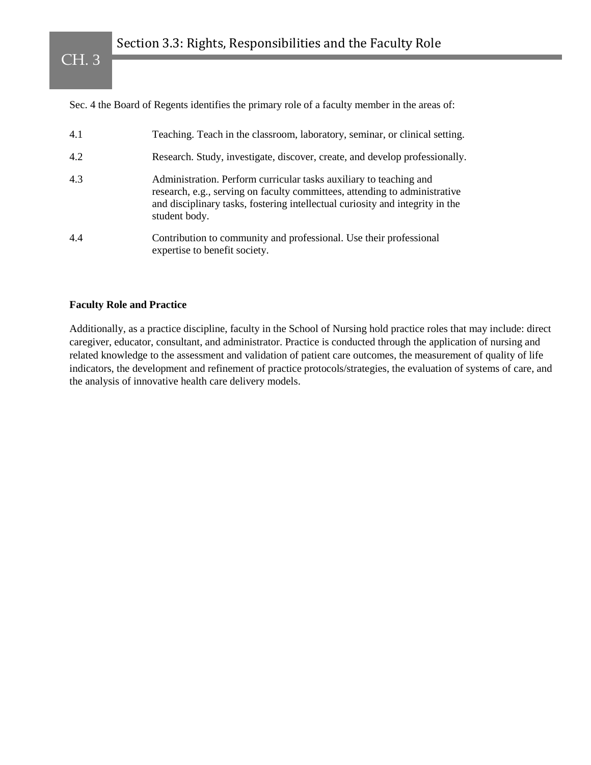Sec. 4 the Board of Regents identifies the primary role of a faculty member in the areas of:

4.1 Teaching. Teach in the classroom, laboratory, seminar, or clinical setting.

4.2 Research. Study, investigate, discover, create, and develop professionally.

4.3 Administration. Perform curricular tasks auxiliary to teaching and research, e.g., serving on faculty committees, attending to administrative and disciplinary tasks, fostering intellectual curiosity and integrity in the student body.

4.4 Contribution to community and professional. Use their professional expertise to benefit society.

**Faculty Role and Practice**

Additionally, as a practice discipline, faculty in the School of Nursing hold practice roles that may include: direct caregiver, educator, consultant, and administrator. Practice is conducted through the application of nursing and related knowledge to the assessment and validation of patient care outcomes, the measurement of quality of life indicators, the development and refinement of practice protocols/strategies, the evaluation of systems of care, and the analysis of innovative health care delivery models.